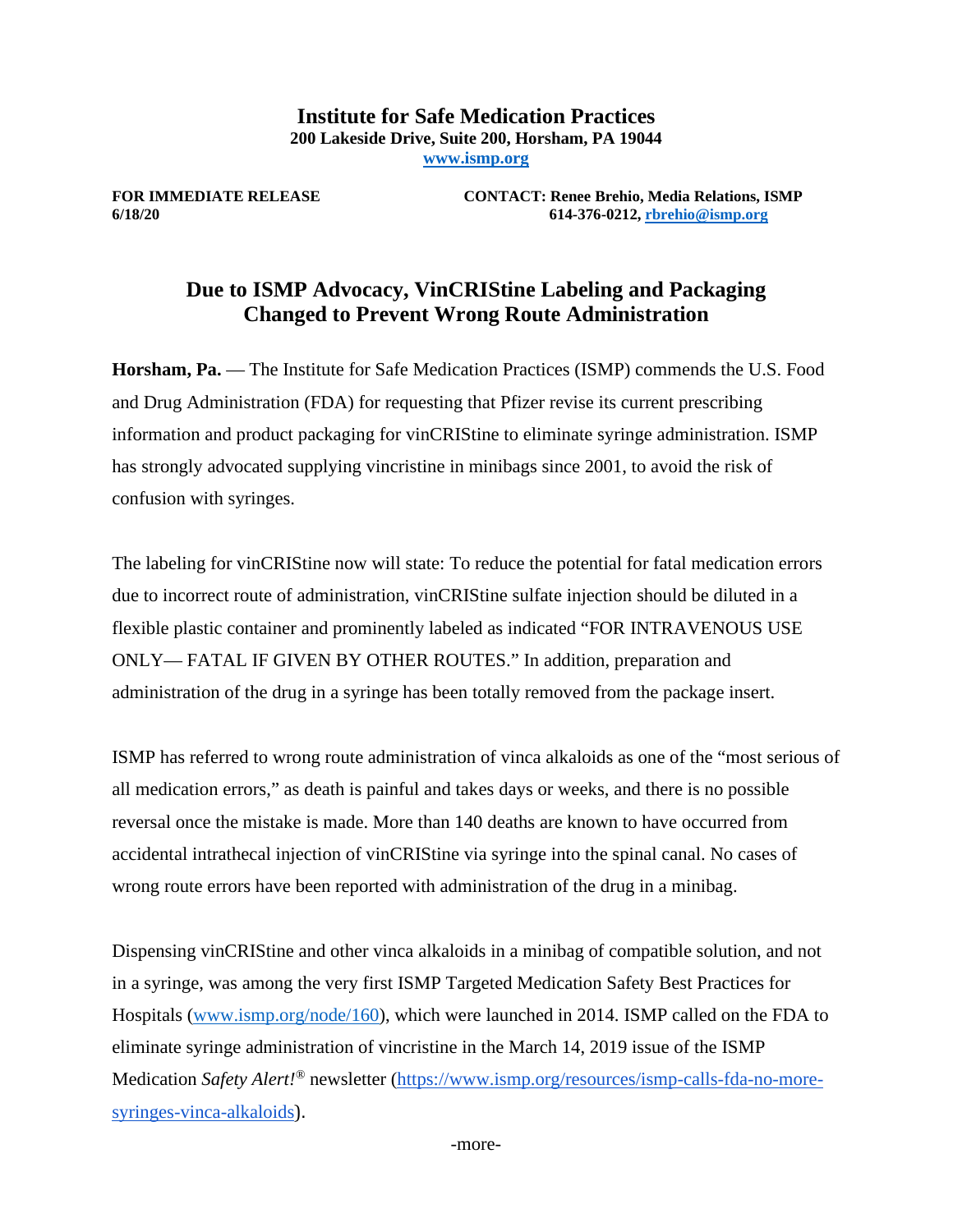**Institute for Safe Medication Practices**
**200 Lakeside Drive, Suite 200, Horsham, PA 19044**
**www.ismp.org**

**FOR IMMEDIATE RELEASE**
**6/18/20**

**CONTACT: Renee Brehio, Media Relations, ISMP**
**614-376-0212, rbrehio@ismp.org**

# Due to ISMP Advocacy, VinCRIStine Labeling and Packaging Changed to Prevent Wrong Route Administration

**Horsham, Pa.** — The Institute for Safe Medication Practices (ISMP) commends the U.S. Food and Drug Administration (FDA) for requesting that Pfizer revise its current prescribing information and product packaging for vinCRIStine to eliminate syringe administration. ISMP has strongly advocated supplying vincristine in minibags since 2001, to avoid the risk of confusion with syringes.

The labeling for vinCRIStine now will state: To reduce the potential for fatal medication errors due to incorrect route of administration, vinCRIStine sulfate injection should be diluted in a flexible plastic container and prominently labeled as indicated "FOR INTRAVENOUS USE ONLY— FATAL IF GIVEN BY OTHER ROUTES." In addition, preparation and administration of the drug in a syringe has been totally removed from the package insert.

ISMP has referred to wrong route administration of vinca alkaloids as one of the "most serious of all medication errors," as death is painful and takes days or weeks, and there is no possible reversal once the mistake is made. More than 140 deaths are known to have occurred from accidental intrathecal injection of vinCRIStine via syringe into the spinal canal. No cases of wrong route errors have been reported with administration of the drug in a minibag.

Dispensing vinCRIStine and other vinca alkaloids in a minibag of compatible solution, and not in a syringe, was among the very first ISMP Targeted Medication Safety Best Practices for Hospitals (www.ismp.org/node/160), which were launched in 2014. ISMP called on the FDA to eliminate syringe administration of vincristine in the March 14, 2019 issue of the ISMP Medication *Safety Alert!*® newsletter (https://www.ismp.org/resources/ismp-calls-fda-no-more-syringes-vinca-alkaloids).

-more-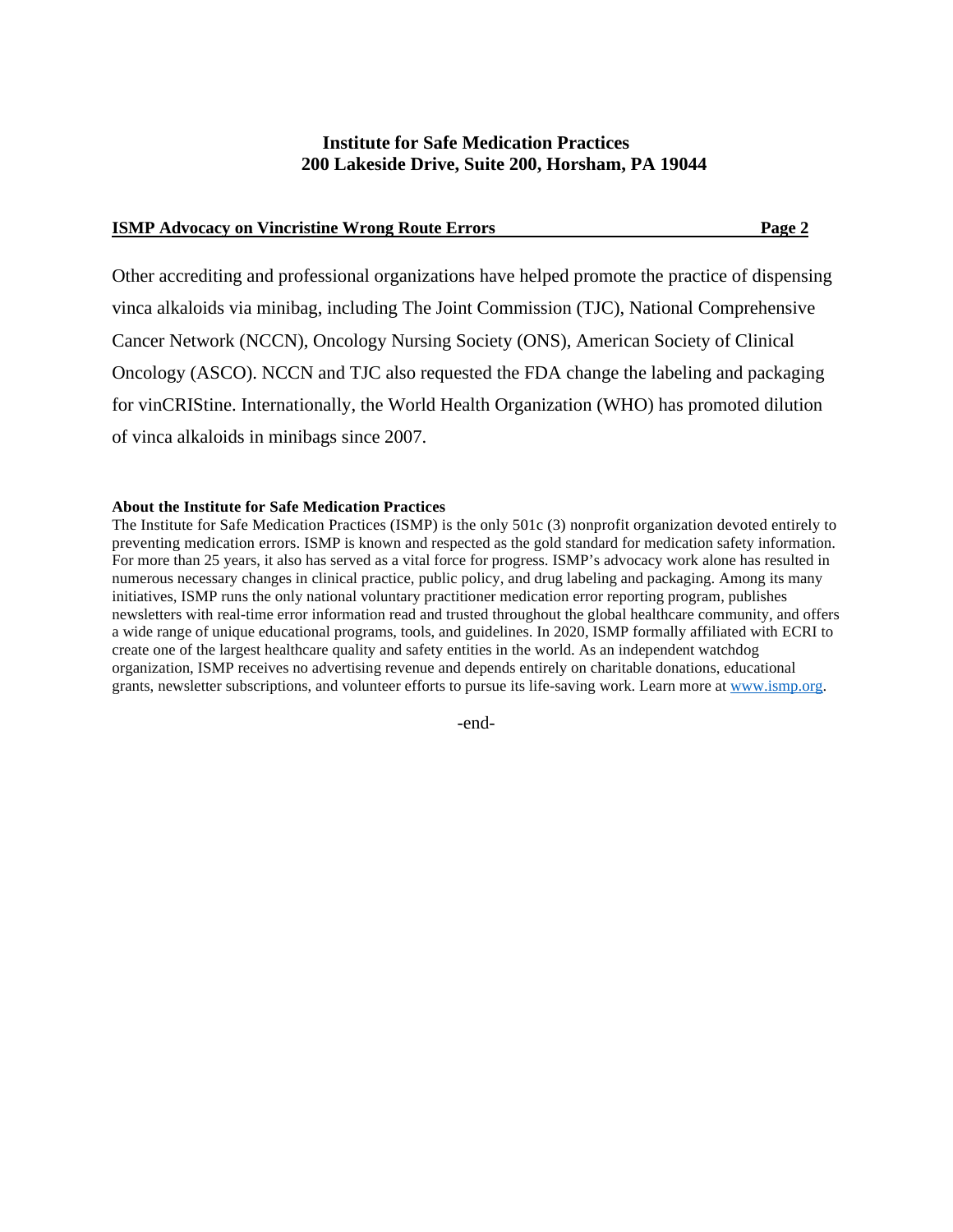Other accrediting and professional organizations have helped promote the practice of dispensing vinca alkaloids via minibag, including The Joint Commission (TJC), National Comprehensive Cancer Network (NCCN), Oncology Nursing Society (ONS), American Society of Clinical Oncology (ASCO). NCCN and TJC also requested the FDA change the labeling and packaging for vinCRIStine. Internationally, the World Health Organization (WHO) has promoted dilution of vinca alkaloids in minibags since 2007.

**About the Institute for Safe Medication Practices**

The Institute for Safe Medication Practices (ISMP) is the only 501c (3) nonprofit organization devoted entirely to preventing medication errors. ISMP is known and respected as the gold standard for medication safety information. For more than 25 years, it also has served as a vital force for progress. ISMP's advocacy work alone has resulted in numerous necessary changes in clinical practice, public policy, and drug labeling and packaging. Among its many initiatives, ISMP runs the only national voluntary practitioner medication error reporting program, publishes newsletters with real-time error information read and trusted throughout the global healthcare community, and offers a wide range of unique educational programs, tools, and guidelines. In 2020, ISMP formally affiliated with ECRI to create one of the largest healthcare quality and safety entities in the world. As an independent watchdog organization, ISMP receives no advertising revenue and depends entirely on charitable donations, educational grants, newsletter subscriptions, and volunteer efforts to pursue its life-saving work. Learn more at www.ismp.org.

-end-